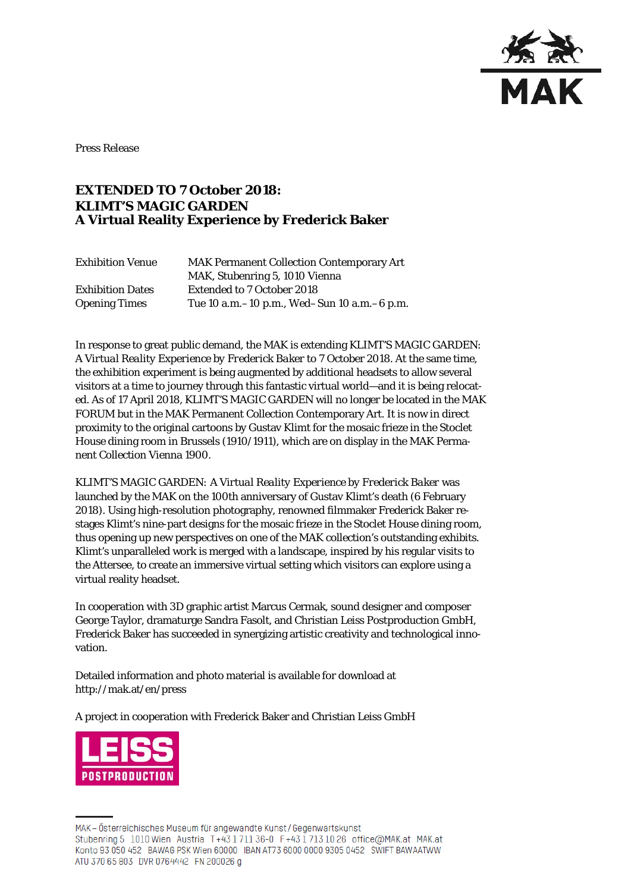Press Release

# EXTENDED TO 7 October 2018:
# KLIMT'S MAGIC GARDEN
# A Virtual Reality Experience by Frederick Baker

| | |
|---|---|
| Exhibition Venue | MAK Permanent Collection Contemporary Art<br>MAK, Stubenring 5, 1010 Vienna |
| Exhibition Dates | Extended to 7 October 2018 |
| Opening Times | Tue 10 a.m.–10 p.m., Wed–Sun 10 a.m.–6 p.m. |

In response to great public demand, the MAK is extending KLIMT'S MAGIC GARDEN: *A Virtual Reality Experience by Frederick Baker* to 7 October 2018. At the same time, the exhibition experiment is being augmented by additional headsets to allow several visitors at a time to journey through this fantastic virtual world—and it is being relocated. As of 17 April 2018, KLIMT'S MAGIC GARDEN will no longer be located in the MAK FORUM but in the MAK Permanent Collection Contemporary Art. It is now in direct proximity to the original cartoons by Gustav Klimt for the mosaic frieze in the Stoclet House dining room in Brussels (1910/1911), which are on display in the MAK Permanent Collection Vienna 1900.

KLIMT'S MAGIC GARDEN: *A Virtual Reality Experience by Frederick Baker* was launched by the MAK on the 100th anniversary of Gustav Klimt's death (6 February 2018). Using high-resolution photography, renowned filmmaker Frederick Baker restages Klimt's nine-part designs for the mosaic frieze in the Stoclet House dining room, thus opening up new perspectives on one of the MAK collection's outstanding exhibits. Klimt's unparalleled work is merged with a landscape, inspired by his regular visits to the Attersee, to create an immersive virtual setting which visitors can explore using a virtual reality headset.

In cooperation with 3D graphic artist Marcus Cermak, sound designer and composer George Taylor, dramaturge Sandra Fasolt, and Christian Leiss Postproduction GmbH, Frederick Baker has succeeded in synergizing artistic creativity and technological innovation.

Detailed information and photo material is available for download at
http://mak.at/en/press

A project in cooperation with Frederick Baker and Christian Leiss GmbH

LEISS POSTPRODUCTION

MAK – Österreichisches Museum für angewandte Kunst / Gegenwartskunst
Stubenring 5 1010 Wien Austria T +43 1 711 36-0 F +43 1 713 10 26 office@MAK.at MAK.at
Konto 93 050 452 BAWAG PSK Wien 60000 IBAN AT73 6000 0000 9305 0452 SWIFT BAWAATWW
ATU 370 65 803 DVR 0764442 FN 200026 g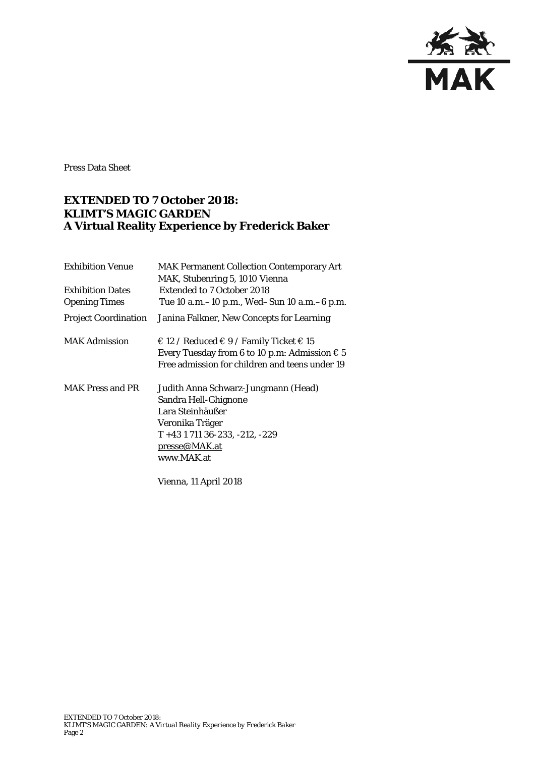Press Data Sheet

## EXTENDED TO 7 October 2018: KLIMT'S MAGIC GARDEN A Virtual Reality Experience by Frederick Baker

| | |
|---|---|
| Exhibition Venue | MAK Permanent Collection Contemporary Art<br>MAK, Stubenring 5, 1010 Vienna |
| Exhibition Dates | Extended to 7 October 2018 |
| Opening Times | Tue 10 a.m.–10 p.m., Wed–Sun 10 a.m.–6 p.m. |
| Project Coordination | Janina Falkner, New Concepts for Learning |
| MAK Admission | € 12 / Reduced € 9 / Family Ticket € 15<br>Every Tuesday from 6 to 10 p.m: Admission € 5<br>Free admission for children and teens under 19 |
| MAK Press and PR | Judith Anna Schwarz-Jungmann (Head)<br>Sandra Hell-Ghignone<br>Lara Steinhäußer<br>Veronika Träger<br>T +43 1 711 36-233, -212, -229<br>presse@MAK.at<br>www.MAK.at |

Vienna, 11 April 2018